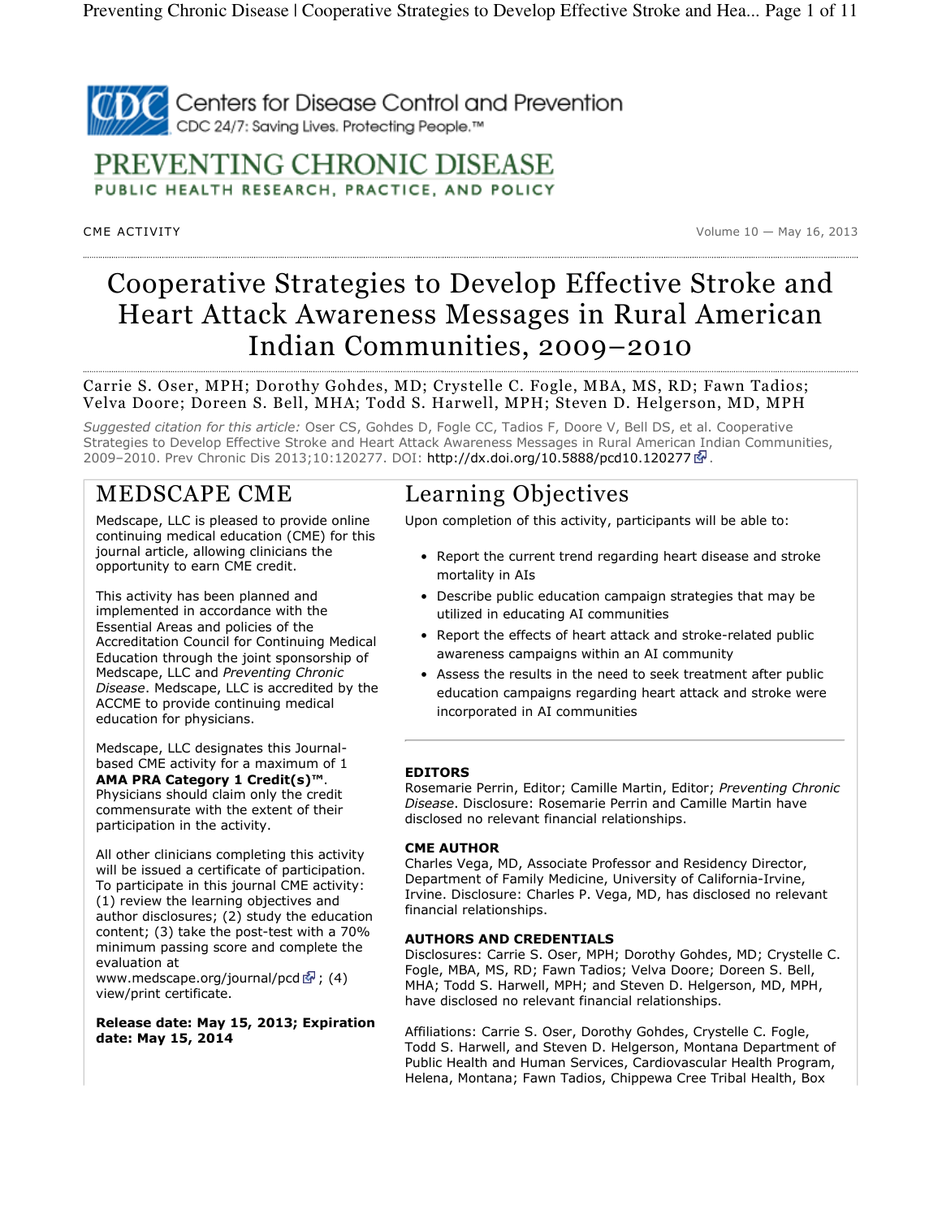Centers for Disease Control and Prevention
CDC 24/7: Saving Lives. Protecting People.™

PREVENTING CHRONIC DISEASE
PUBLIC HEALTH RESEARCH, PRACTICE, AND POLICY

CME ACTIVITY

Volume 10 — May 16, 2013

# Cooperative Strategies to Develop Effective Stroke and Heart Attack Awareness Messages in Rural American Indian Communities, 2009–2010

Carrie S. Oser, MPH; Dorothy Gohdes, MD; Crystelle C. Fogle, MBA, MS, RD; Fawn Tadios; Velva Doore; Doreen S. Bell, MHA; Todd S. Harwell, MPH; Steven D. Helgerson, MD, MPH

*Suggested citation for this article:* Oser CS, Gohdes D, Fogle CC, Tadios F, Doore V, Bell DS, et al. Cooperative Strategies to Develop Effective Stroke and Heart Attack Awareness Messages in Rural American Indian Communities, 2009–2010. Prev Chronic Dis 2013;10:120277. DOI: http://dx.doi.org/10.5888/pcd10.120277.

## MEDSCAPE CME

Medscape, LLC is pleased to provide online continuing medical education (CME) for this journal article, allowing clinicians the opportunity to earn CME credit.

This activity has been planned and implemented in accordance with the Essential Areas and policies of the Accreditation Council for Continuing Medical Education through the joint sponsorship of Medscape, LLC and *Preventing Chronic Disease*. Medscape, LLC is accredited by the ACCME to provide continuing medical education for physicians.

Medscape, LLC designates this Journal-based CME activity for a maximum of 1 **AMA PRA Category 1 Credit(s)™**. Physicians should claim only the credit commensurate with the extent of their participation in the activity.

All other clinicians completing this activity will be issued a certificate of participation. To participate in this journal CME activity: (1) review the learning objectives and author disclosures; (2) study the education content; (3) take the post-test with a 70% minimum passing score and complete the evaluation at www.medscape.org/journal/pcd; (4) view/print certificate.

**Release date: May 15, 2013; Expiration date: May 15, 2014**

## Learning Objectives

Upon completion of this activity, participants will be able to:

- Report the current trend regarding heart disease and stroke mortality in AIs
- Describe public education campaign strategies that may be utilized in educating AI communities
- Report the effects of heart attack and stroke-related public awareness campaigns within an AI community
- Assess the results in the need to seek treatment after public education campaigns regarding heart attack and stroke were incorporated in AI communities

**EDITORS**
Rosemarie Perrin, Editor; Camille Martin, Editor; *Preventing Chronic Disease*. Disclosure: Rosemarie Perrin and Camille Martin have disclosed no relevant financial relationships.

**CME AUTHOR**
Charles Vega, MD, Associate Professor and Residency Director, Department of Family Medicine, University of California-Irvine, Irvine. Disclosure: Charles P. Vega, MD, has disclosed no relevant financial relationships.

**AUTHORS AND CREDENTIALS**
Disclosures: Carrie S. Oser, MPH; Dorothy Gohdes, MD; Crystelle C. Fogle, MBA, MS, RD; Fawn Tadios; Velva Doore; Doreen S. Bell, MHA; Todd S. Harwell, MPH; and Steven D. Helgerson, MD, MPH, have disclosed no relevant financial relationships.

Affiliations: Carrie S. Oser, Dorothy Gohdes, Crystelle C. Fogle, Todd S. Harwell, and Steven D. Helgerson, Montana Department of Public Health and Human Services, Cardiovascular Health Program, Helena, Montana; Fawn Tadios, Chippewa Cree Tribal Health, Box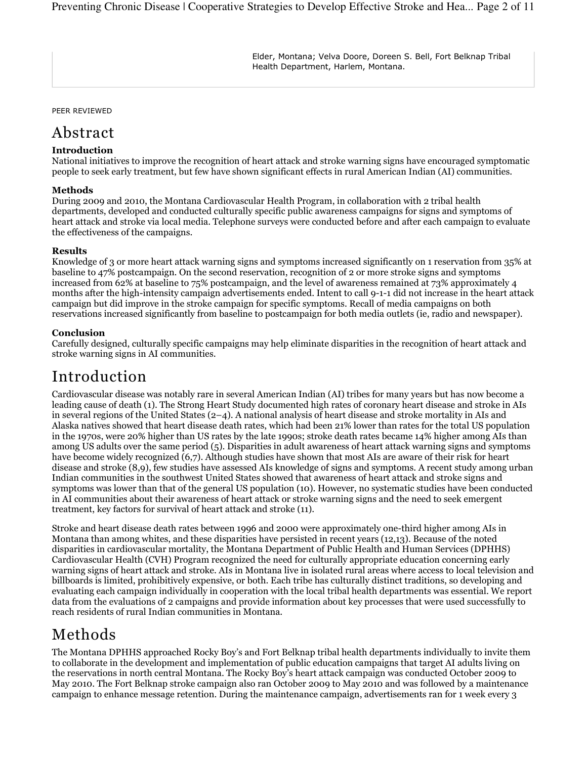Elder, Montana; Velva Doore, Doreen S. Bell, Fort Belknap Tribal Health Department, Harlem, Montana.

PEER REVIEWED

# Abstract

**Introduction**

National initiatives to improve the recognition of heart attack and stroke warning signs have encouraged symptomatic people to seek early treatment, but few have shown significant effects in rural American Indian (AI) communities.

**Methods**

During 2009 and 2010, the Montana Cardiovascular Health Program, in collaboration with 2 tribal health departments, developed and conducted culturally specific public awareness campaigns for signs and symptoms of heart attack and stroke via local media. Telephone surveys were conducted before and after each campaign to evaluate the effectiveness of the campaigns.

**Results**

Knowledge of 3 or more heart attack warning signs and symptoms increased significantly on 1 reservation from 35% at baseline to 47% postcampaign. On the second reservation, recognition of 2 or more stroke signs and symptoms increased from 62% at baseline to 75% postcampaign, and the level of awareness remained at 73% approximately 4 months after the high-intensity campaign advertisements ended. Intent to call 9-1-1 did not increase in the heart attack campaign but did improve in the stroke campaign for specific symptoms. Recall of media campaigns on both reservations increased significantly from baseline to postcampaign for both media outlets (ie, radio and newspaper).

**Conclusion**

Carefully designed, culturally specific campaigns may help eliminate disparities in the recognition of heart attack and stroke warning signs in AI communities.

# Introduction

Cardiovascular disease was notably rare in several American Indian (AI) tribes for many years but has now become a leading cause of death (1). The Strong Heart Study documented high rates of coronary heart disease and stroke in AIs in several regions of the United States (2–4). A national analysis of heart disease and stroke mortality in AIs and Alaska natives showed that heart disease death rates, which had been 21% lower than rates for the total US population in the 1970s, were 20% higher than US rates by the late 1990s; stroke death rates became 14% higher among AIs than among US adults over the same period (5). Disparities in adult awareness of heart attack warning signs and symptoms have become widely recognized (6,7). Although studies have shown that most AIs are aware of their risk for heart disease and stroke (8,9), few studies have assessed AIs knowledge of signs and symptoms. A recent study among urban Indian communities in the southwest United States showed that awareness of heart attack and stroke signs and symptoms was lower than that of the general US population (10). However, no systematic studies have been conducted in AI communities about their awareness of heart attack or stroke warning signs and the need to seek emergent treatment, key factors for survival of heart attack and stroke (11).

Stroke and heart disease death rates between 1996 and 2000 were approximately one-third higher among AIs in Montana than among whites, and these disparities have persisted in recent years (12,13). Because of the noted disparities in cardiovascular mortality, the Montana Department of Public Health and Human Services (DPHHS) Cardiovascular Health (CVH) Program recognized the need for culturally appropriate education concerning early warning signs of heart attack and stroke. AIs in Montana live in isolated rural areas where access to local television and billboards is limited, prohibitively expensive, or both. Each tribe has culturally distinct traditions, so developing and evaluating each campaign individually in cooperation with the local tribal health departments was essential. We report data from the evaluations of 2 campaigns and provide information about key processes that were used successfully to reach residents of rural Indian communities in Montana.

# Methods

The Montana DPHHS approached Rocky Boy's and Fort Belknap tribal health departments individually to invite them to collaborate in the development and implementation of public education campaigns that target AI adults living on the reservations in north central Montana. The Rocky Boy's heart attack campaign was conducted October 2009 to May 2010. The Fort Belknap stroke campaign also ran October 2009 to May 2010 and was followed by a maintenance campaign to enhance message retention. During the maintenance campaign, advertisements ran for 1 week every 3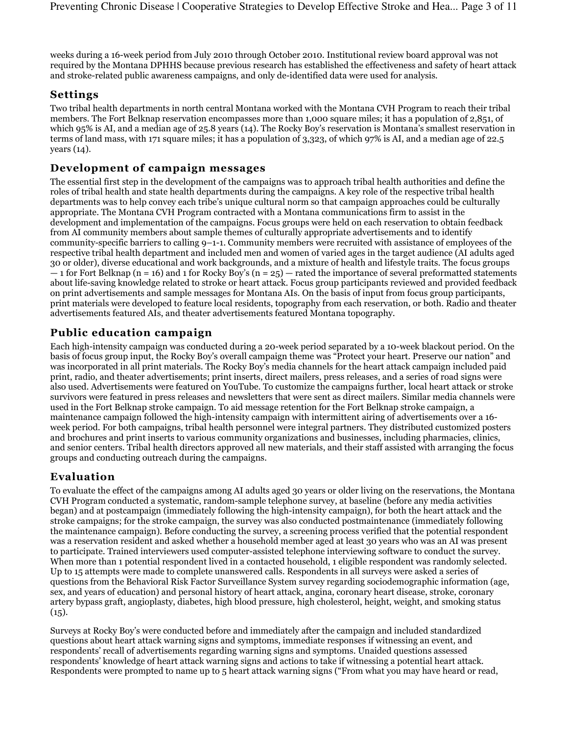weeks during a 16-week period from July 2010 through October 2010. Institutional review board approval was not required by the Montana DPHHS because previous research has established the effectiveness and safety of heart attack and stroke-related public awareness campaigns, and only de-identified data were used for analysis.

## Settings

Two tribal health departments in north central Montana worked with the Montana CVH Program to reach their tribal members. The Fort Belknap reservation encompasses more than 1,000 square miles; it has a population of 2,851, of which 95% is AI, and a median age of 25.8 years (14). The Rocky Boy's reservation is Montana's smallest reservation in terms of land mass, with 171 square miles; it has a population of 3,323, of which 97% is AI, and a median age of 22.5 years (14).

## Development of campaign messages

The essential first step in the development of the campaigns was to approach tribal health authorities and define the roles of tribal health and state health departments during the campaigns. A key role of the respective tribal health departments was to help convey each tribe's unique cultural norm so that campaign approaches could be culturally appropriate. The Montana CVH Program contracted with a Montana communications firm to assist in the development and implementation of the campaigns. Focus groups were held on each reservation to obtain feedback from AI community members about sample themes of culturally appropriate advertisements and to identify community-specific barriers to calling 9–1-1. Community members were recruited with assistance of employees of the respective tribal health department and included men and women of varied ages in the target audience (AI adults aged 30 or older), diverse educational and work backgrounds, and a mixture of health and lifestyle traits. The focus groups — 1 for Fort Belknap (n = 16) and 1 for Rocky Boy's (n = 25) — rated the importance of several preformatted statements about life-saving knowledge related to stroke or heart attack. Focus group participants reviewed and provided feedback on print advertisements and sample messages for Montana AIs. On the basis of input from focus group participants, print materials were developed to feature local residents, topography from each reservation, or both. Radio and theater advertisements featured AIs, and theater advertisements featured Montana topography.

## Public education campaign

Each high-intensity campaign was conducted during a 20-week period separated by a 10-week blackout period. On the basis of focus group input, the Rocky Boy's overall campaign theme was "Protect your heart. Preserve our nation" and was incorporated in all print materials. The Rocky Boy's media channels for the heart attack campaign included paid print, radio, and theater advertisements; print inserts, direct mailers, press releases, and a series of road signs were also used. Advertisements were featured on YouTube. To customize the campaigns further, local heart attack or stroke survivors were featured in press releases and newsletters that were sent as direct mailers. Similar media channels were used in the Fort Belknap stroke campaign. To aid message retention for the Fort Belknap stroke campaign, a maintenance campaign followed the high-intensity campaign with intermittent airing of advertisements over a 16-week period. For both campaigns, tribal health personnel were integral partners. They distributed customized posters and brochures and print inserts to various community organizations and businesses, including pharmacies, clinics, and senior centers. Tribal health directors approved all new materials, and their staff assisted with arranging the focus groups and conducting outreach during the campaigns.

## Evaluation

To evaluate the effect of the campaigns among AI adults aged 30 years or older living on the reservations, the Montana CVH Program conducted a systematic, random-sample telephone survey, at baseline (before any media activities began) and at postcampaign (immediately following the high-intensity campaign), for both the heart attack and the stroke campaigns; for the stroke campaign, the survey was also conducted postmaintenance (immediately following the maintenance campaign). Before conducting the survey, a screening process verified that the potential respondent was a reservation resident and asked whether a household member aged at least 30 years who was an AI was present to participate. Trained interviewers used computer-assisted telephone interviewing software to conduct the survey. When more than 1 potential respondent lived in a contacted household, 1 eligible respondent was randomly selected. Up to 15 attempts were made to complete unanswered calls. Respondents in all surveys were asked a series of questions from the Behavioral Risk Factor Surveillance System survey regarding sociodemographic information (age, sex, and years of education) and personal history of heart attack, angina, coronary heart disease, stroke, coronary artery bypass graft, angioplasty, diabetes, high blood pressure, high cholesterol, height, weight, and smoking status (15).

Surveys at Rocky Boy's were conducted before and immediately after the campaign and included standardized questions about heart attack warning signs and symptoms, immediate responses if witnessing an event, and respondents' recall of advertisements regarding warning signs and symptoms. Unaided questions assessed respondents' knowledge of heart attack warning signs and actions to take if witnessing a potential heart attack. Respondents were prompted to name up to 5 heart attack warning signs ("From what you may have heard or read,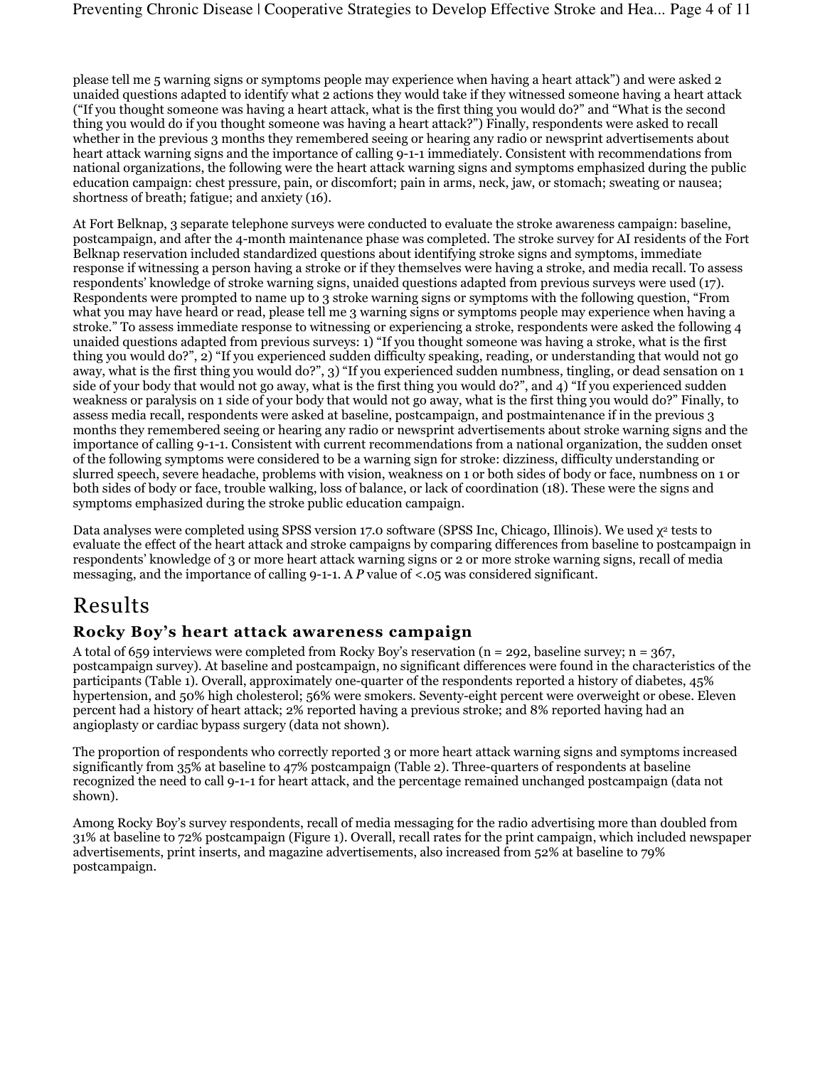please tell me 5 warning signs or symptoms people may experience when having a heart attack") and were asked 2 unaided questions adapted to identify what 2 actions they would take if they witnessed someone having a heart attack ("If you thought someone was having a heart attack, what is the first thing you would do?" and "What is the second thing you would do if you thought someone was having a heart attack?") Finally, respondents were asked to recall whether in the previous 3 months they remembered seeing or hearing any radio or newsprint advertisements about heart attack warning signs and the importance of calling 9-1-1 immediately. Consistent with recommendations from national organizations, the following were the heart attack warning signs and symptoms emphasized during the public education campaign: chest pressure, pain, or discomfort; pain in arms, neck, jaw, or stomach; sweating or nausea; shortness of breath; fatigue; and anxiety (16).

At Fort Belknap, 3 separate telephone surveys were conducted to evaluate the stroke awareness campaign: baseline, postcampaign, and after the 4-month maintenance phase was completed. The stroke survey for AI residents of the Fort Belknap reservation included standardized questions about identifying stroke signs and symptoms, immediate response if witnessing a person having a stroke or if they themselves were having a stroke, and media recall. To assess respondents' knowledge of stroke warning signs, unaided questions adapted from previous surveys were used (17). Respondents were prompted to name up to 3 stroke warning signs or symptoms with the following question, "From what you may have heard or read, please tell me 3 warning signs or symptoms people may experience when having a stroke." To assess immediate response to witnessing or experiencing a stroke, respondents were asked the following 4 unaided questions adapted from previous surveys: 1) "If you thought someone was having a stroke, what is the first thing you would do?", 2) "If you experienced sudden difficulty speaking, reading, or understanding that would not go away, what is the first thing you would do?", 3) "If you experienced sudden numbness, tingling, or dead sensation on 1 side of your body that would not go away, what is the first thing you would do?", and 4) "If you experienced sudden weakness or paralysis on 1 side of your body that would not go away, what is the first thing you would do?" Finally, to assess media recall, respondents were asked at baseline, postcampaign, and postmaintenance if in the previous 3 months they remembered seeing or hearing any radio or newsprint advertisements about stroke warning signs and the importance of calling 9-1-1. Consistent with current recommendations from a national organization, the sudden onset of the following symptoms were considered to be a warning sign for stroke: dizziness, difficulty understanding or slurred speech, severe headache, problems with vision, weakness on 1 or both sides of body or face, numbness on 1 or both sides of body or face, trouble walking, loss of balance, or lack of coordination (18). These were the signs and symptoms emphasized during the stroke public education campaign.

Data analyses were completed using SPSS version 17.0 software (SPSS Inc, Chicago, Illinois). We used $\chi^2$ tests to evaluate the effect of the heart attack and stroke campaigns by comparing differences from baseline to postcampaign in respondents' knowledge of 3 or more heart attack warning signs or 2 or more stroke warning signs, recall of media messaging, and the importance of calling 9-1-1. A $P$ value of <.05 was considered significant.

# Results

### Rocky Boy's heart attack awareness campaign

A total of 659 interviews were completed from Rocky Boy's reservation (n = 292, baseline survey; n = 367, postcampaign survey). At baseline and postcampaign, no significant differences were found in the characteristics of the participants (Table 1). Overall, approximately one-quarter of the respondents reported a history of diabetes, 45% hypertension, and 50% high cholesterol; 56% were smokers. Seventy-eight percent were overweight or obese. Eleven percent had a history of heart attack; 2% reported having a previous stroke; and 8% reported having had an angioplasty or cardiac bypass surgery (data not shown).

The proportion of respondents who correctly reported 3 or more heart attack warning signs and symptoms increased significantly from 35% at baseline to 47% postcampaign (Table 2). Three-quarters of respondents at baseline recognized the need to call 9-1-1 for heart attack, and the percentage remained unchanged postcampaign (data not shown).

Among Rocky Boy's survey respondents, recall of media messaging for the radio advertising more than doubled from 31% at baseline to 72% postcampaign (Figure 1). Overall, recall rates for the print campaign, which included newspaper advertisements, print inserts, and magazine advertisements, also increased from 52% at baseline to 79% postcampaign.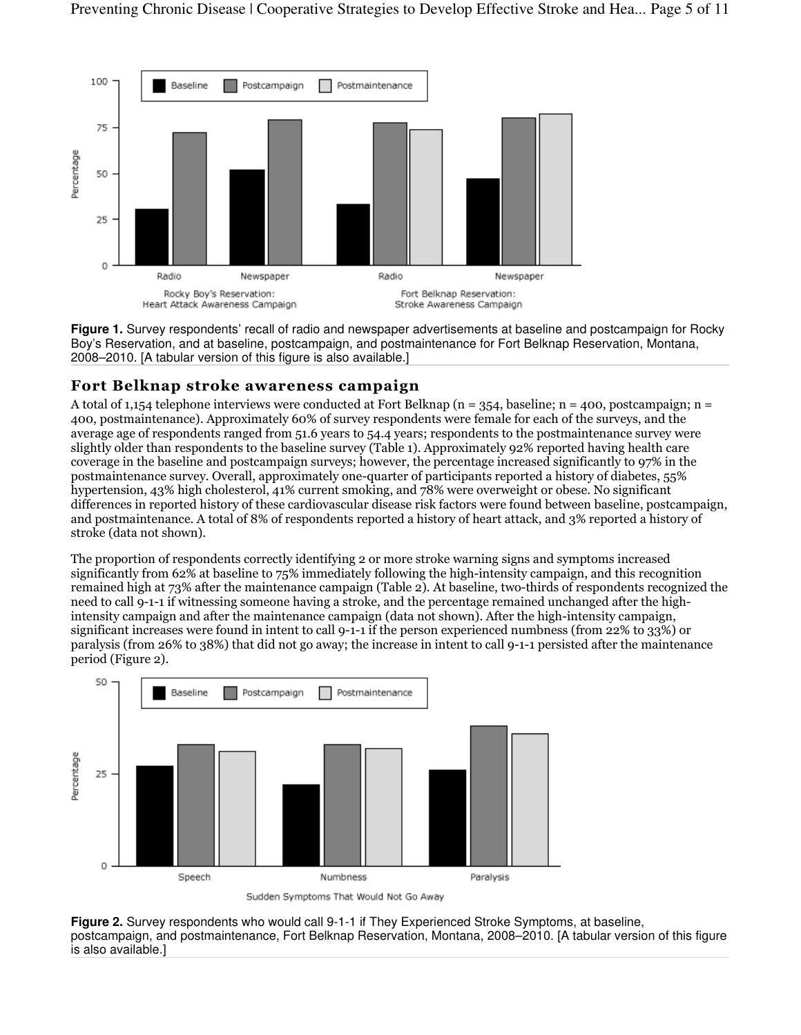**Figure 1.** Survey respondents' recall of radio and newspaper advertisements at baseline and postcampaign for Rocky Boy's Reservation, and at baseline, postcampaign, and postmaintenance for Fort Belknap Reservation, Montana, 2008–2010. [A tabular version of this figure is also available.]

## Fort Belknap stroke awareness campaign

A total of 1,154 telephone interviews were conducted at Fort Belknap (n = 354, baseline; n = 400, postcampaign; n = 400, postmaintenance). Approximately 60% of survey respondents were female for each of the surveys, and the average age of respondents ranged from 51.6 years to 54.4 years; respondents to the postmaintenance survey were slightly older than respondents to the baseline survey (Table 1). Approximately 92% reported having health care coverage in the baseline and postcampaign surveys; however, the percentage increased significantly to 97% in the postmaintenance survey. Overall, approximately one-quarter of participants reported a history of diabetes, 55% hypertension, 43% high cholesterol, 41% current smoking, and 78% were overweight or obese. No significant differences in reported history of these cardiovascular disease risk factors were found between baseline, postcampaign, and postmaintenance. A total of 8% of respondents reported a history of heart attack, and 3% reported a history of stroke (data not shown).

The proportion of respondents correctly identifying 2 or more stroke warning signs and symptoms increased significantly from 62% at baseline to 75% immediately following the high-intensity campaign, and this recognition remained high at 73% after the maintenance campaign (Table 2). At baseline, two-thirds of respondents recognized the need to call 9-1-1 if witnessing someone having a stroke, and the percentage remained unchanged after the high-intensity campaign and after the maintenance campaign (data not shown). After the high-intensity campaign, significant increases were found in intent to call 9-1-1 if the person experienced numbness (from 22% to 33%) or paralysis (from 26% to 38%) that did not go away; the increase in intent to call 9-1-1 persisted after the maintenance period (Figure 2).

**Figure 2.** Survey respondents who would call 9-1-1 if They Experienced Stroke Symptoms, at baseline, postcampaign, and postmaintenance, Fort Belknap Reservation, Montana, 2008–2010. [A tabular version of this figure is also available.]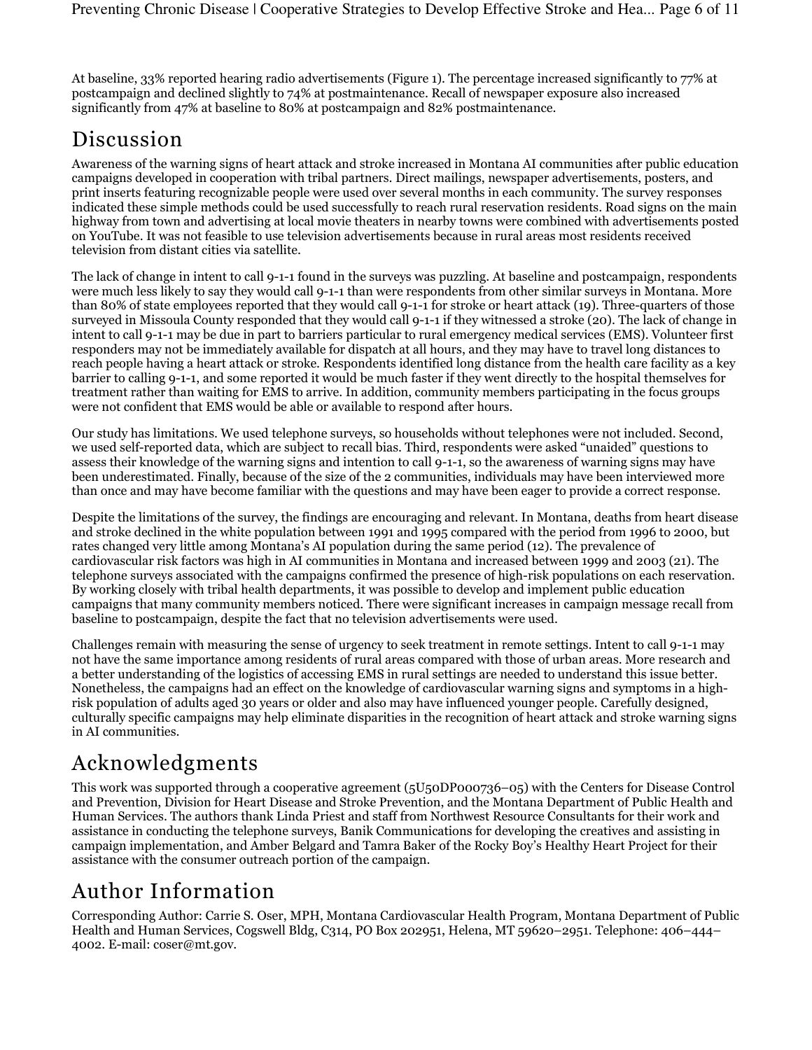At baseline, 33% reported hearing radio advertisements (Figure 1). The percentage increased significantly to 77% at postcampaign and declined slightly to 74% at postmaintenance. Recall of newspaper exposure also increased significantly from 47% at baseline to 80% at postcampaign and 82% postmaintenance.

## Discussion

Awareness of the warning signs of heart attack and stroke increased in Montana AI communities after public education campaigns developed in cooperation with tribal partners. Direct mailings, newspaper advertisements, posters, and print inserts featuring recognizable people were used over several months in each community. The survey responses indicated these simple methods could be used successfully to reach rural reservation residents. Road signs on the main highway from town and advertising at local movie theaters in nearby towns were combined with advertisements posted on YouTube. It was not feasible to use television advertisements because in rural areas most residents received television from distant cities via satellite.

The lack of change in intent to call 9-1-1 found in the surveys was puzzling. At baseline and postcampaign, respondents were much less likely to say they would call 9-1-1 than were respondents from other similar surveys in Montana. More than 80% of state employees reported that they would call 9-1-1 for stroke or heart attack (19). Three-quarters of those surveyed in Missoula County responded that they would call 9-1-1 if they witnessed a stroke (20). The lack of change in intent to call 9-1-1 may be due in part to barriers particular to rural emergency medical services (EMS). Volunteer first responders may not be immediately available for dispatch at all hours, and they may have to travel long distances to reach people having a heart attack or stroke. Respondents identified long distance from the health care facility as a key barrier to calling 9-1-1, and some reported it would be much faster if they went directly to the hospital themselves for treatment rather than waiting for EMS to arrive. In addition, community members participating in the focus groups were not confident that EMS would be able or available to respond after hours.

Our study has limitations. We used telephone surveys, so households without telephones were not included. Second, we used self-reported data, which are subject to recall bias. Third, respondents were asked "unaided" questions to assess their knowledge of the warning signs and intention to call 9-1-1, so the awareness of warning signs may have been underestimated. Finally, because of the size of the 2 communities, individuals may have been interviewed more than once and may have become familiar with the questions and may have been eager to provide a correct response.

Despite the limitations of the survey, the findings are encouraging and relevant. In Montana, deaths from heart disease and stroke declined in the white population between 1991 and 1995 compared with the period from 1996 to 2000, but rates changed very little among Montana's AI population during the same period (12). The prevalence of cardiovascular risk factors was high in AI communities in Montana and increased between 1999 and 2003 (21). The telephone surveys associated with the campaigns confirmed the presence of high-risk populations on each reservation. By working closely with tribal health departments, it was possible to develop and implement public education campaigns that many community members noticed. There were significant increases in campaign message recall from baseline to postcampaign, despite the fact that no television advertisements were used.

Challenges remain with measuring the sense of urgency to seek treatment in remote settings. Intent to call 9-1-1 may not have the same importance among residents of rural areas compared with those of urban areas. More research and a better understanding of the logistics of accessing EMS in rural settings are needed to understand this issue better. Nonetheless, the campaigns had an effect on the knowledge of cardiovascular warning signs and symptoms in a high-risk population of adults aged 30 years or older and also may have influenced younger people. Carefully designed, culturally specific campaigns may help eliminate disparities in the recognition of heart attack and stroke warning signs in AI communities.

## Acknowledgments

This work was supported through a cooperative agreement (5U50DP000736–05) with the Centers for Disease Control and Prevention, Division for Heart Disease and Stroke Prevention, and the Montana Department of Public Health and Human Services. The authors thank Linda Priest and staff from Northwest Resource Consultants for their work and assistance in conducting the telephone surveys, Banik Communications for developing the creatives and assisting in campaign implementation, and Amber Belgard and Tamra Baker of the Rocky Boy's Healthy Heart Project for their assistance with the consumer outreach portion of the campaign.

## Author Information

Corresponding Author: Carrie S. Oser, MPH, Montana Cardiovascular Health Program, Montana Department of Public Health and Human Services, Cogswell Bldg, C314, PO Box 202951, Helena, MT 59620–2951. Telephone: 406–444–4002. E-mail: coser@mt.gov.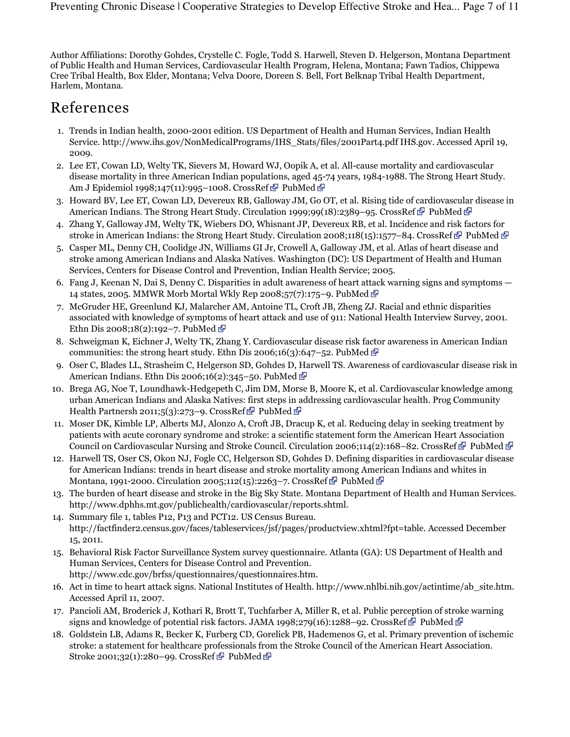Author Affiliations: Dorothy Gohdes, Crystelle C. Fogle, Todd S. Harwell, Steven D. Helgerson, Montana Department of Public Health and Human Services, Cardiovascular Health Program, Helena, Montana; Fawn Tadios, Chippewa Cree Tribal Health, Box Elder, Montana; Velva Doore, Doreen S. Bell, Fort Belknap Tribal Health Department, Harlem, Montana.

## References

1. Trends in Indian health, 2000-2001 edition. US Department of Health and Human Services, Indian Health Service. http://www.ihs.gov/NonMedicalPrograms/IHS_Stats/files/2001Part4.pdf IHS.gov. Accessed April 19, 2009.
2. Lee ET, Cowan LD, Welty TK, Sievers M, Howard WJ, Oopik A, et al. All-cause mortality and cardiovascular disease mortality in three American Indian populations, aged 45-74 years, 1984-1988. The Strong Heart Study. Am J Epidemiol 1998;147(11):995–1008. CrossRef PubMed
3. Howard BV, Lee ET, Cowan LD, Devereux RB, Galloway JM, Go OT, et al. Rising tide of cardiovascular disease in American Indians. The Strong Heart Study. Circulation 1999;99(18):2389–95. CrossRef PubMed
4. Zhang Y, Galloway JM, Welty TK, Wiebers DO, Whisnant JP, Devereux RB, et al. Incidence and risk factors for stroke in American Indians: the Strong Heart Study. Circulation 2008;118(15):1577–84. CrossRef PubMed
5. Casper ML, Denny CH, Coolidge JN, Williams GI Jr, Crowell A, Galloway JM, et al. Atlas of heart disease and stroke among American Indians and Alaska Natives. Washington (DC): US Department of Health and Human Services, Centers for Disease Control and Prevention, Indian Health Service; 2005.
6. Fang J, Keenan N, Dai S, Denny C. Disparities in adult awareness of heart attack warning signs and symptoms — 14 states, 2005. MMWR Morb Mortal Wkly Rep 2008;57(7):175–9. PubMed
7. McGruder HE, Greenlund KJ, Malarcher AM, Antoine TL, Croft JB, Zheng ZJ. Racial and ethnic disparities associated with knowledge of symptoms of heart attack and use of 911: National Health Interview Survey, 2001. Ethn Dis 2008;18(2):192–7. PubMed
8. Schweigman K, Eichner J, Welty TK, Zhang Y. Cardiovascular disease risk factor awareness in American Indian communities: the strong heart study. Ethn Dis 2006;16(3):647–52. PubMed
9. Oser C, Blades LL, Strasheim C, Helgerson SD, Gohdes D, Harwell TS. Awareness of cardiovascular disease risk in American Indians. Ethn Dis 2006;16(2):345–50. PubMed
10. Brega AG, Noe T, Loundhawk-Hedgepeth C, Jim DM, Morse B, Moore K, et al. Cardiovascular knowledge among urban American Indians and Alaska Natives: first steps in addressing cardiovascular health. Prog Community Health Partnersh 2011;5(3):273–9. CrossRef PubMed
11. Moser DK, Kimble LP, Alberts MJ, Alonzo A, Croft JB, Dracup K, et al. Reducing delay in seeking treatment by patients with acute coronary syndrome and stroke: a scientific statement form the American Heart Association Council on Cardiovascular Nursing and Stroke Council. Circulation 2006;114(2):168–82. CrossRef PubMed
12. Harwell TS, Oser CS, Okon NJ, Fogle CC, Helgerson SD, Gohdes D. Defining disparities in cardiovascular disease for American Indians: trends in heart disease and stroke mortality among American Indians and whites in Montana, 1991-2000. Circulation 2005;112(15):2263–7. CrossRef PubMed
13. The burden of heart disease and stroke in the Big Sky State. Montana Department of Health and Human Services. http://www.dphhs.mt.gov/publichealth/cardiovascular/reports.shtml.
14. Summary file 1, tables P12, P13 and PCT12. US Census Bureau. http://factfinder2.census.gov/faces/tableservices/jsf/pages/productview.xhtml?fpt=table. Accessed December 15, 2011.
15. Behavioral Risk Factor Surveillance System survey questionnaire. Atlanta (GA): US Department of Health and Human Services, Centers for Disease Control and Prevention. http://www.cdc.gov/brfss/questionnaires/questionnaires.htm.
16. Act in time to heart attack signs. National Institutes of Health. http://www.nhlbi.nih.gov/actintime/ab_site.htm. Accessed April 11, 2007.
17. Pancioli AM, Broderick J, Kothari R, Brott T, Tuchfarber A, Miller R, et al. Public perception of stroke warning signs and knowledge of potential risk factors. JAMA 1998;279(16):1288–92. CrossRef PubMed
18. Goldstein LB, Adams R, Becker K, Furberg CD, Gorelick PB, Hademenos G, et al. Primary prevention of ischemic stroke: a statement for healthcare professionals from the Stroke Council of the American Heart Association. Stroke 2001;32(1):280–99. CrossRef PubMed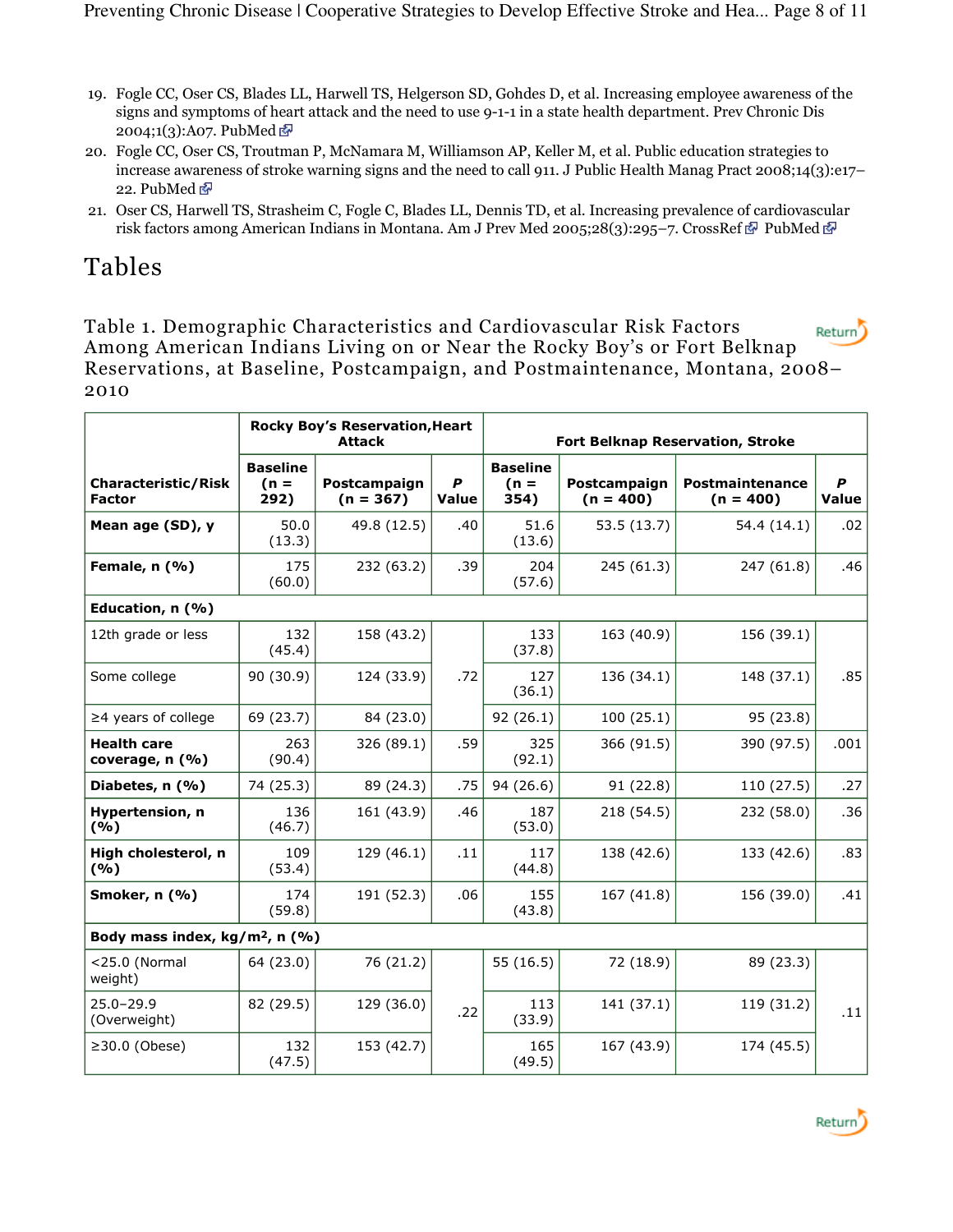19. Fogle CC, Oser CS, Blades LL, Harwell TS, Helgerson SD, Gohdes D, et al. Increasing employee awareness of the signs and symptoms of heart attack and the need to use 9-1-1 in a state health department. Prev Chronic Dis 2004;1(3):A07. PubMed
20. Fogle CC, Oser CS, Troutman P, McNamara M, Williamson AP, Keller M, et al. Public education strategies to increase awareness of stroke warning signs and the need to call 911. J Public Health Manag Pract 2008;14(3):e17–22. PubMed
21. Oser CS, Harwell TS, Strasheim C, Fogle C, Blades LL, Dennis TD, et al. Increasing prevalence of cardiovascular risk factors among American Indians in Montana. Am J Prev Med 2005;28(3):295–7. CrossRef PubMed

# Tables

## Table 1. Demographic Characteristics and Cardiovascular Risk Factors Among American Indians Living on or Near the Rocky Boy's or Fort Belknap Reservations, at Baseline, Postcampaign, and Postmaintenance, Montana, 2008–2010

| Characteristic/Risk Factor | Rocky Boy's Reservation, Heart Attack | | | Fort Belknap Reservation, Stroke | | | |
|---|---|---|---|---|---|---|---|
| | Baseline (n = 292) | Postcampaign (n = 367) | *P* Value | Baseline (n = 354) | Postcampaign (n = 400) | Postmaintenance (n = 400) | *P* Value |
| **Mean age (SD), y** | 50.0 (13.3) | 49.8 (12.5) | .40 | 51.6 (13.6) | 53.5 (13.7) | 54.4 (14.1) | .02 |
| **Female, n (%)** | 175 (60.0) | 232 (63.2) | .39 | 204 (57.6) | 245 (61.3) | 247 (61.8) | .46 |
| **Education, n (%)** | | | | | | | |
| 12th grade or less | 132 (45.4) | 158 (43.2) | .72 | 133 (37.8) | 163 (40.9) | 156 (39.1) | .85 |
| Some college | 90 (30.9) | 124 (33.9) | | 127 (36.1) | 136 (34.1) | 148 (37.1) | |
| ≥4 years of college | 69 (23.7) | 84 (23.0) | | 92 (26.1) | 100 (25.1) | 95 (23.8) | |
| **Health care coverage, n (%)** | 263 (90.4) | 326 (89.1) | .59 | 325 (92.1) | 366 (91.5) | 390 (97.5) | .001 |
| **Diabetes, n (%)** | 74 (25.3) | 89 (24.3) | .75 | 94 (26.6) | 91 (22.8) | 110 (27.5) | .27 |
| **Hypertension, n (%)** | 136 (46.7) | 161 (43.9) | .46 | 187 (53.0) | 218 (54.5) | 232 (58.0) | .36 |
| **High cholesterol, n (%)** | 109 (53.4) | 129 (46.1) | .11 | 117 (44.8) | 138 (42.6) | 133 (42.6) | .83 |
| **Smoker, n (%)** | 174 (59.8) | 191 (52.3) | .06 | 155 (43.8) | 167 (41.8) | 156 (39.0) | .41 |
| **Body mass index, kg/m², n (%)** | | | | | | | |
| <25.0 (Normal weight) | 64 (23.0) | 76 (21.2) | .22 | 55 (16.5) | 72 (18.9) | 89 (23.3) | .11 |
| 25.0–29.9 (Overweight) | 82 (29.5) | 129 (36.0) | | 113 (33.9) | 141 (37.1) | 119 (31.2) | |
| ≥30.0 (Obese) | 132 (47.5) | 153 (42.7) | | 165 (49.5) | 167 (43.9) | 174 (45.5) | |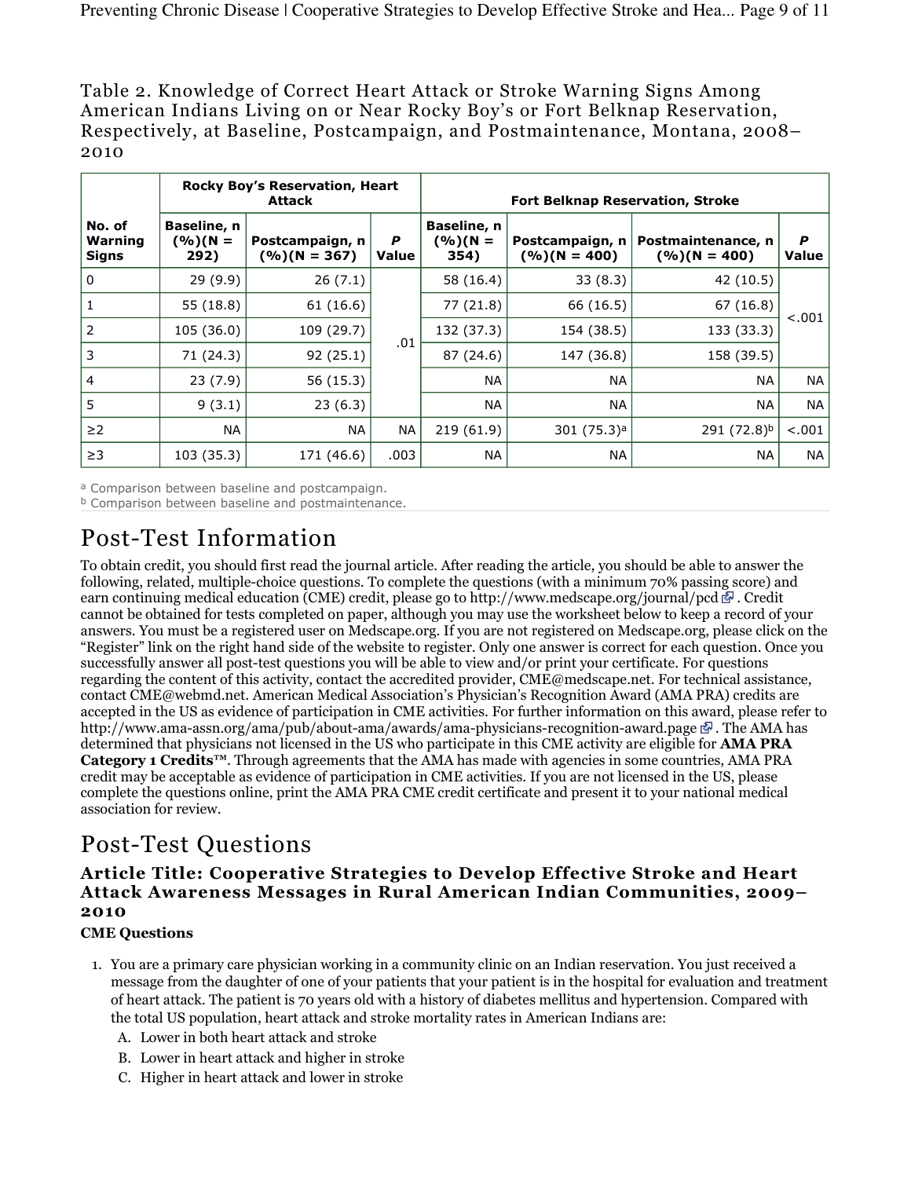Table 2. Knowledge of Correct Heart Attack or Stroke Warning Signs Among American Indians Living on or Near Rocky Boy's or Fort Belknap Reservation, Respectively, at Baseline, Postcampaign, and Postmaintenance, Montana, 2008–2010

| No. of Warning Signs | Rocky Boy's Reservation, Heart Attack | | | Fort Belknap Reservation, Stroke | | | |
|---|---|---|---|---|---|---|---|
| | Baseline, n (%)(N = 292) | Postcampaign, n (%)(N = 367) | *P* Value | Baseline, n (%)(N = 354) | Postcampaign, n (%)(N = 400) | Postmaintenance, n (%)(N = 400) | *P* Value |
| 0 | 29 (9.9) | 26 (7.1) | .01 | 58 (16.4) | 33 (8.3) | 42 (10.5) | <.001 |
| 1 | 55 (18.8) | 61 (16.6) | | 77 (21.8) | 66 (16.5) | 67 (16.8) | |
| 2 | 105 (36.0) | 109 (29.7) | | 132 (37.3) | 154 (38.5) | 133 (33.3) | |
| 3 | 71 (24.3) | 92 (25.1) | | 87 (24.6) | 147 (36.8) | 158 (39.5) | |
| 4 | 23 (7.9) | 56 (15.3) | | NA | NA | NA | NA |
| 5 | 9 (3.1) | 23 (6.3) | | NA | NA | NA | NA |
| ≥2 | NA | NA | NA | 219 (61.9) | 301 (75.3)[a] | 291 (72.8)[b] | <.001 |
| ≥3 | 103 (35.3) | 171 (46.6) | .003 | NA | NA | NA | NA |

[a] Comparison between baseline and postcampaign.
[b] Comparison between baseline and postmaintenance.

# Post-Test Information

To obtain credit, you should first read the journal article. After reading the article, you should be able to answer the following, related, multiple-choice questions. To complete the questions (with a minimum 70% passing score) and earn continuing medical education (CME) credit, please go to http://www.medscape.org/journal/pcd. Credit cannot be obtained for tests completed on paper, although you may use the worksheet below to keep a record of your answers. You must be a registered user on Medscape.org. If you are not registered on Medscape.org, please click on the "Register" link on the right hand side of the website to register. Only one answer is correct for each question. Once you successfully answer all post-test questions you will be able to view and/or print your certificate. For questions regarding the content of this activity, contact the accredited provider, CME@medscape.net. For technical assistance, contact CME@webmd.net. American Medical Association's Physician's Recognition Award (AMA PRA) credits are accepted in the US as evidence of participation in CME activities. For further information on this award, please refer to http://www.ama-assn.org/ama/pub/about-ama/awards/ama-physicians-recognition-award.page. The AMA has determined that physicians not licensed in the US who participate in this CME activity are eligible for **AMA PRA Category 1 Credits™**. Through agreements that the AMA has made with agencies in some countries, AMA PRA credit may be acceptable as evidence of participation in CME activities. If you are not licensed in the US, please complete the questions online, print the AMA PRA CME credit certificate and present it to your national medical association for review.

# Post-Test Questions

### Article Title: Cooperative Strategies to Develop Effective Stroke and Heart Attack Awareness Messages in Rural American Indian Communities, 2009–2010

**CME Questions**

1. You are a primary care physician working in a community clinic on an Indian reservation. You just received a message from the daughter of one of your patients that your patient is in the hospital for evaluation and treatment of heart attack. The patient is 70 years old with a history of diabetes mellitus and hypertension. Compared with the total US population, heart attack and stroke mortality rates in American Indians are:
   A. Lower in both heart attack and stroke
   B. Lower in heart attack and higher in stroke
   C. Higher in heart attack and lower in stroke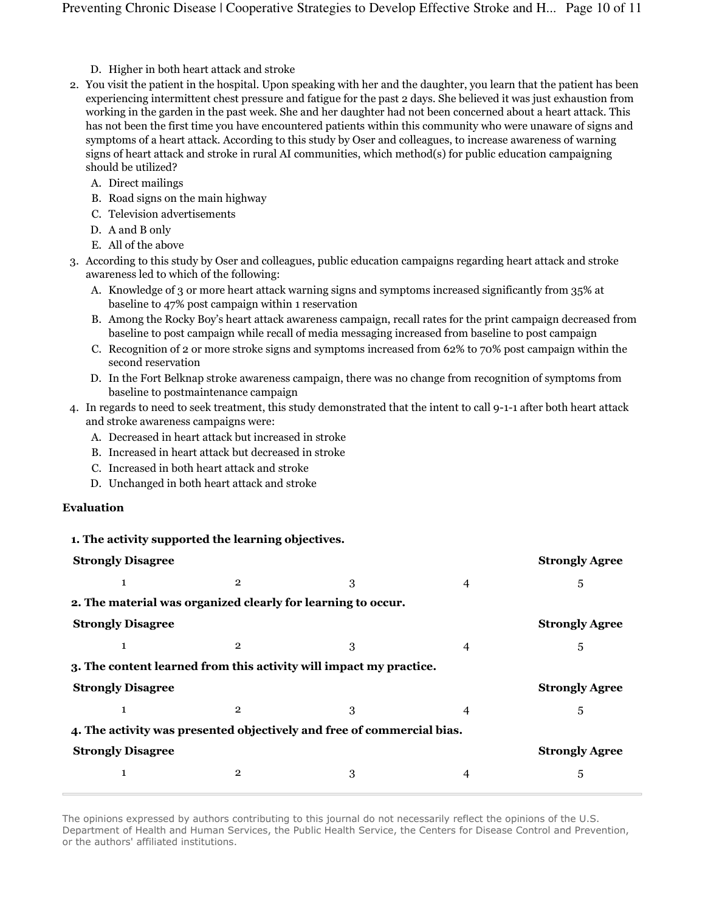D. Higher in both heart attack and stroke

2. You visit the patient in the hospital. Upon speaking with her and the daughter, you learn that the patient has been experiencing intermittent chest pressure and fatigue for the past 2 days. She believed it was just exhaustion from working in the garden in the past week. She and her daughter had not been concerned about a heart attack. This has not been the first time you have encountered patients within this community who were unaware of signs and symptoms of a heart attack. According to this study by Oser and colleagues, to increase awareness of warning signs of heart attack and stroke in rural AI communities, which method(s) for public education campaigning should be utilized?
   - A. Direct mailings
   - B. Road signs on the main highway
   - C. Television advertisements
   - D. A and B only
   - E. All of the above
3. According to this study by Oser and colleagues, public education campaigns regarding heart attack and stroke awareness led to which of the following:
   - A. Knowledge of 3 or more heart attack warning signs and symptoms increased significantly from 35% at baseline to 47% post campaign within 1 reservation
   - B. Among the Rocky Boy's heart attack awareness campaign, recall rates for the print campaign decreased from baseline to post campaign while recall of media messaging increased from baseline to post campaign
   - C. Recognition of 2 or more stroke signs and symptoms increased from 62% to 70% post campaign within the second reservation
   - D. In the Fort Belknap stroke awareness campaign, there was no change from recognition of symptoms from baseline to postmaintenance campaign
4. In regards to need to seek treatment, this study demonstrated that the intent to call 9-1-1 after both heart attack and stroke awareness campaigns were:
   - A. Decreased in heart attack but increased in stroke
   - B. Increased in heart attack but decreased in stroke
   - C. Increased in both heart attack and stroke
   - D. Unchanged in both heart attack and stroke

**Evaluation**

**1. The activity supported the learning objectives.**

| **Strongly Disagree** | | | | **Strongly Agree** |
|---|---|---|---|---|
| 1 | 2 | 3 | 4 | 5 |

**2. The material was organized clearly for learning to occur.**

| **Strongly Disagree** | | | | **Strongly Agree** |
|---|---|---|---|---|
| 1 | 2 | 3 | 4 | 5 |

**3. The content learned from this activity will impact my practice.**

| **Strongly Disagree** | | | | **Strongly Agree** |
|---|---|---|---|---|
| 1 | 2 | 3 | 4 | 5 |

**4. The activity was presented objectively and free of commercial bias.**

| **Strongly Disagree** | | | | **Strongly Agree** |
|---|---|---|---|---|
| 1 | 2 | 3 | 4 | 5 |

---

The opinions expressed by authors contributing to this journal do not necessarily reflect the opinions of the U.S. Department of Health and Human Services, the Public Health Service, the Centers for Disease Control and Prevention, or the authors' affiliated institutions.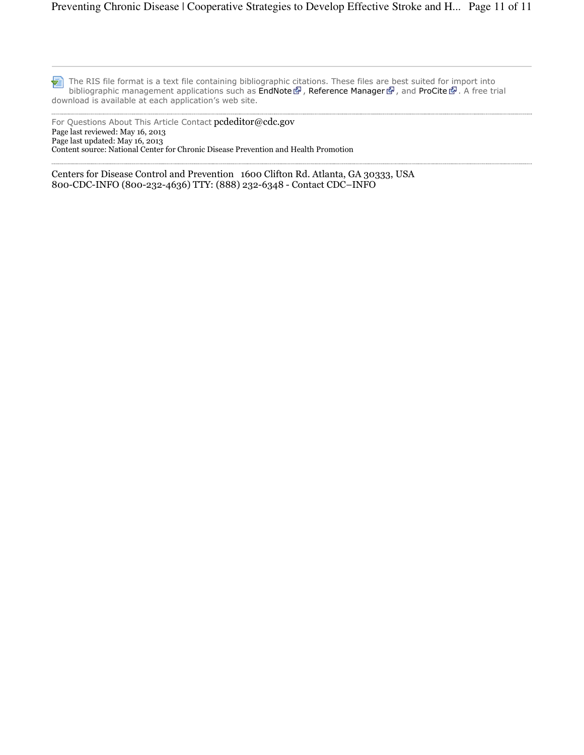The RIS file format is a text file containing bibliographic citations. These files are best suited for import into bibliographic management applications such as EndNote, Reference Manager, and ProCite. A free trial download is available at each application's web site.

---

For Questions About This Article Contact pcdeditor@cdc.gov
Page last reviewed: May 16, 2013
Page last updated: May 16, 2013
Content source: National Center for Chronic Disease Prevention and Health Promotion

---

Centers for Disease Control and Prevention 1600 Clifton Rd. Atlanta, GA 30333, USA
800-CDC-INFO (800-232-4636) TTY: (888) 232-6348 - Contact CDC–INFO